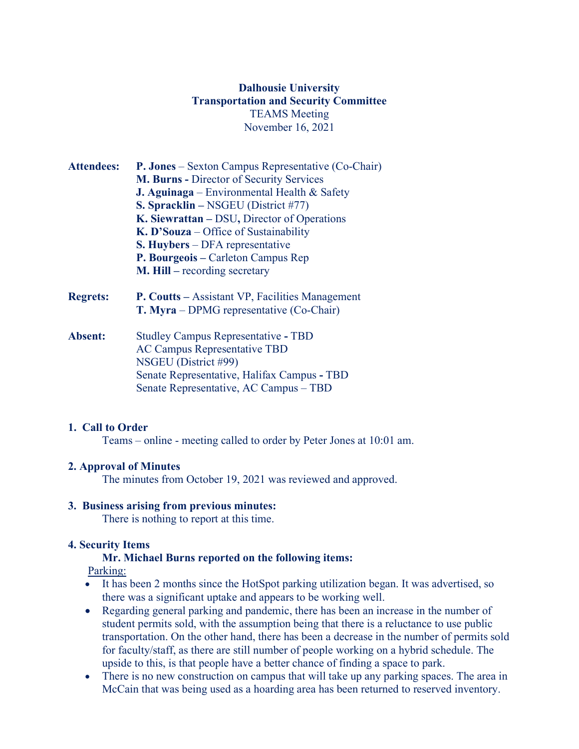**Dalhousie University**
**Transportation and Security Committee**
TEAMS Meeting
November 16, 2021

**Attendees:**
- **P. Jones** – Sexton Campus Representative (Co-Chair)
- **M. Burns -** Director of Security Services
- **J. Aguinaga** – Environmental Health & Safety
- **S. Spracklin –** NSGEU (District #77)
- **K. Siewrattan –** DSU**,** Director of Operations
- **K. D'Souza** – Office of Sustainability
- **S. Huybers** – DFA representative
- **P. Bourgeois –** Carleton Campus Rep
- **M. Hill –** recording secretary

**Regrets:**
- **P. Coutts –** Assistant VP, Facilities Management
- **T. Myra** – DPMG representative (Co-Chair)

**Absent:**
- Studley Campus Representative **-** TBD
- AC Campus Representative TBD
- NSGEU (District #99)
- Senate Representative, Halifax Campus **-** TBD
- Senate Representative, AC Campus – TBD

## 1. Call to Order

Teams – online - meeting called to order by Peter Jones at 10:01 am.

## 2. Approval of Minutes

The minutes from October 19, 2021 was reviewed and approved.

## 3. Business arising from previous minutes:

There is nothing to report at this time.

## 4. Security Items

**Mr. Michael Burns reported on the following items:**

Parking:

- It has been 2 months since the HotSpot parking utilization began. It was advertised, so there was a significant uptake and appears to be working well.
- Regarding general parking and pandemic, there has been an increase in the number of student permits sold, with the assumption being that there is a reluctance to use public transportation. On the other hand, there has been a decrease in the number of permits sold for faculty/staff, as there are still number of people working on a hybrid schedule. The upside to this, is that people have a better chance of finding a space to park.
- There is no new construction on campus that will take up any parking spaces. The area in McCain that was being used as a hoarding area has been returned to reserved inventory.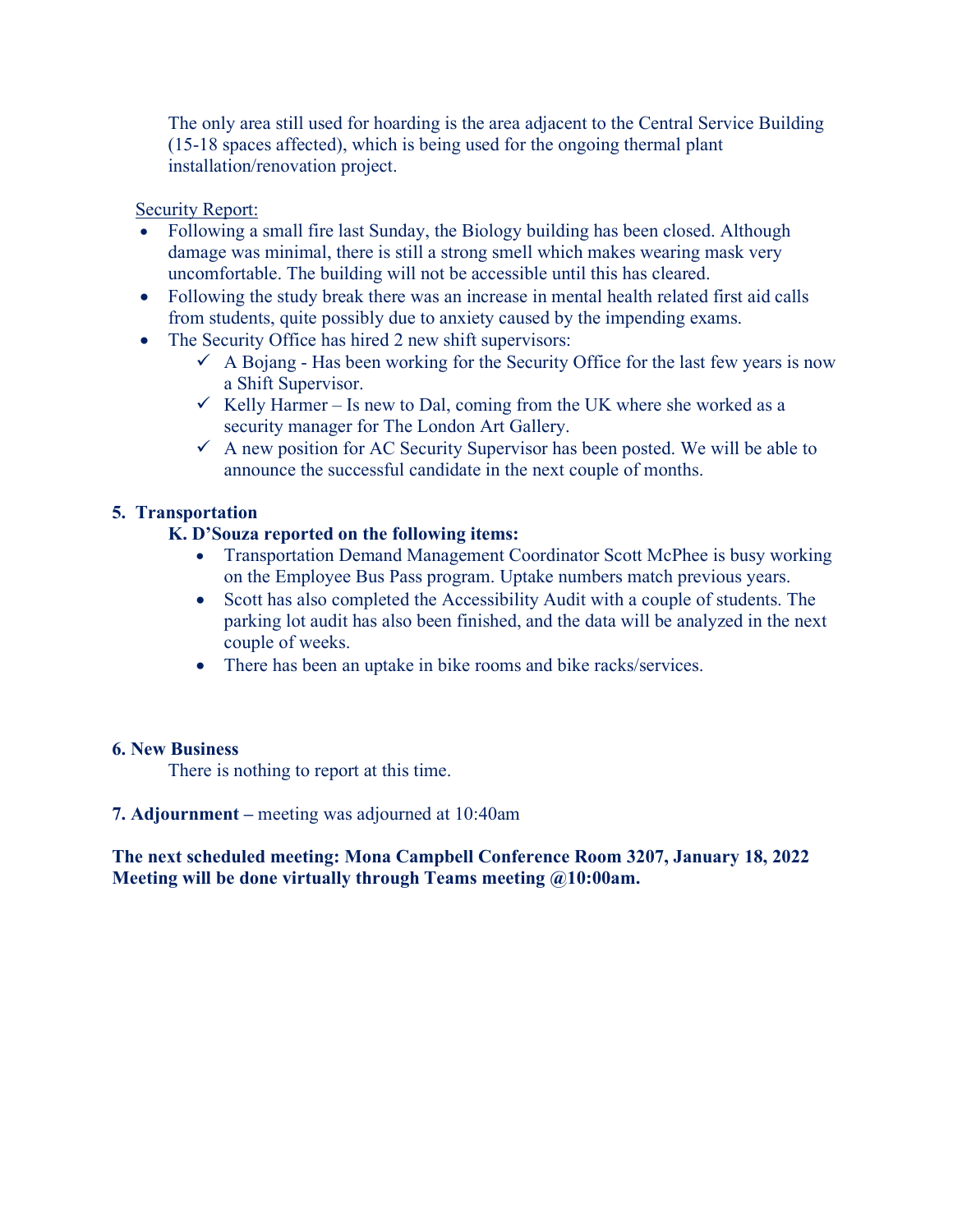The only area still used for hoarding is the area adjacent to the Central Service Building (15-18 spaces affected), which is being used for the ongoing thermal plant installation/renovation project.

Security Report:

- Following a small fire last Sunday, the Biology building has been closed. Although damage was minimal, there is still a strong smell which makes wearing mask very uncomfortable. The building will not be accessible until this has cleared.
- Following the study break there was an increase in mental health related first aid calls from students, quite possibly due to anxiety caused by the impending exams.
- The Security Office has hired 2 new shift supervisors:
  - ✓ A Bojang - Has been working for the Security Office for the last few years is now a Shift Supervisor.
  - ✓ Kelly Harmer – Is new to Dal, coming from the UK where she worked as a security manager for The London Art Gallery.
  - ✓ A new position for AC Security Supervisor has been posted. We will be able to announce the successful candidate in the next couple of months.

**5. Transportation**

**K. D'Souza reported on the following items:**

- Transportation Demand Management Coordinator Scott McPhee is busy working on the Employee Bus Pass program. Uptake numbers match previous years.
- Scott has also completed the Accessibility Audit with a couple of students. The parking lot audit has also been finished, and the data will be analyzed in the next couple of weeks.
- There has been an uptake in bike rooms and bike racks/services.

**6. New Business**

There is nothing to report at this time.

**7. Adjournment –** meeting was adjourned at 10:40am

**The next scheduled meeting: Mona Campbell Conference Room 3207, January 18, 2022 Meeting will be done virtually through Teams meeting @10:00am.**